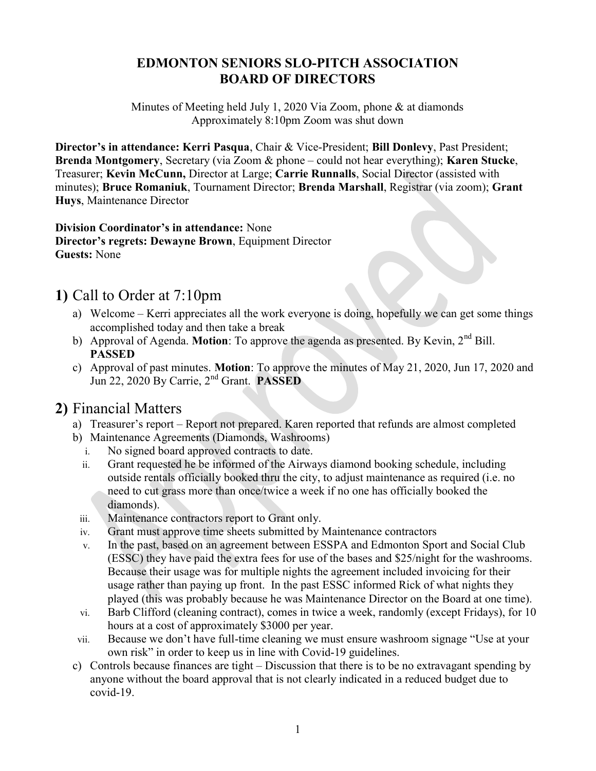# EDMONTON SENIORS SLO-PITCH ASSOCIATION
# BOARD OF DIRECTORS

Minutes of Meeting held July 1, 2020 Via Zoom, phone & at diamonds
Approximately 8:10pm Zoom was shut down

**Director's in attendance: Kerri Pasqua**, Chair & Vice-President; **Bill Donlevy**, Past President; **Brenda Montgomery**, Secretary (via Zoom & phone – could not hear everything); **Karen Stucke**, Treasurer; **Kevin McCunn,** Director at Large; **Carrie Runnalls**, Social Director (assisted with minutes); **Bruce Romaniuk**, Tournament Director; **Brenda Marshall**, Registrar (via zoom); **Grant Huys**, Maintenance Director

**Division Coordinator's in attendance:** None
**Director's regrets: Dewayne Brown**, Equipment Director
**Guests:** None

## 1) Call to Order at 7:10pm

a) Welcome – Kerri appreciates all the work everyone is doing, hopefully we can get some things accomplished today and then take a break
b) Approval of Agenda. **Motion**: To approve the agenda as presented. By Kevin, 2nd Bill. **PASSED**
c) Approval of past minutes. **Motion**: To approve the minutes of May 21, 2020, Jun 17, 2020 and Jun 22, 2020 By Carrie, 2nd Grant. **PASSED**

## 2) Financial Matters

a) Treasurer's report – Report not prepared. Karen reported that refunds are almost completed
b) Maintenance Agreements (Diamonds, Washrooms)
   i. No signed board approved contracts to date.
   ii. Grant requested he be informed of the Airways diamond booking schedule, including outside rentals officially booked thru the city, to adjust maintenance as required (i.e. no need to cut grass more than once/twice a week if no one has officially booked the diamonds).
   iii. Maintenance contractors report to Grant only.
   iv. Grant must approve time sheets submitted by Maintenance contractors
   v. In the past, based on an agreement between ESSPA and Edmonton Sport and Social Club (ESSC) they have paid the extra fees for use of the bases and $25/night for the washrooms. Because their usage was for multiple nights the agreement included invoicing for their usage rather than paying up front. In the past ESSC informed Rick of what nights they played (this was probably because he was Maintenance Director on the Board at one time).
   vi. Barb Clifford (cleaning contract), comes in twice a week, randomly (except Fridays), for 10 hours at a cost of approximately $3000 per year.
   vii. Because we don't have full-time cleaning we must ensure washroom signage "Use at your own risk" in order to keep us in line with Covid-19 guidelines.
c) Controls because finances are tight – Discussion that there is to be no extravagant spending by anyone without the board approval that is not clearly indicated in a reduced budget due to covid-19.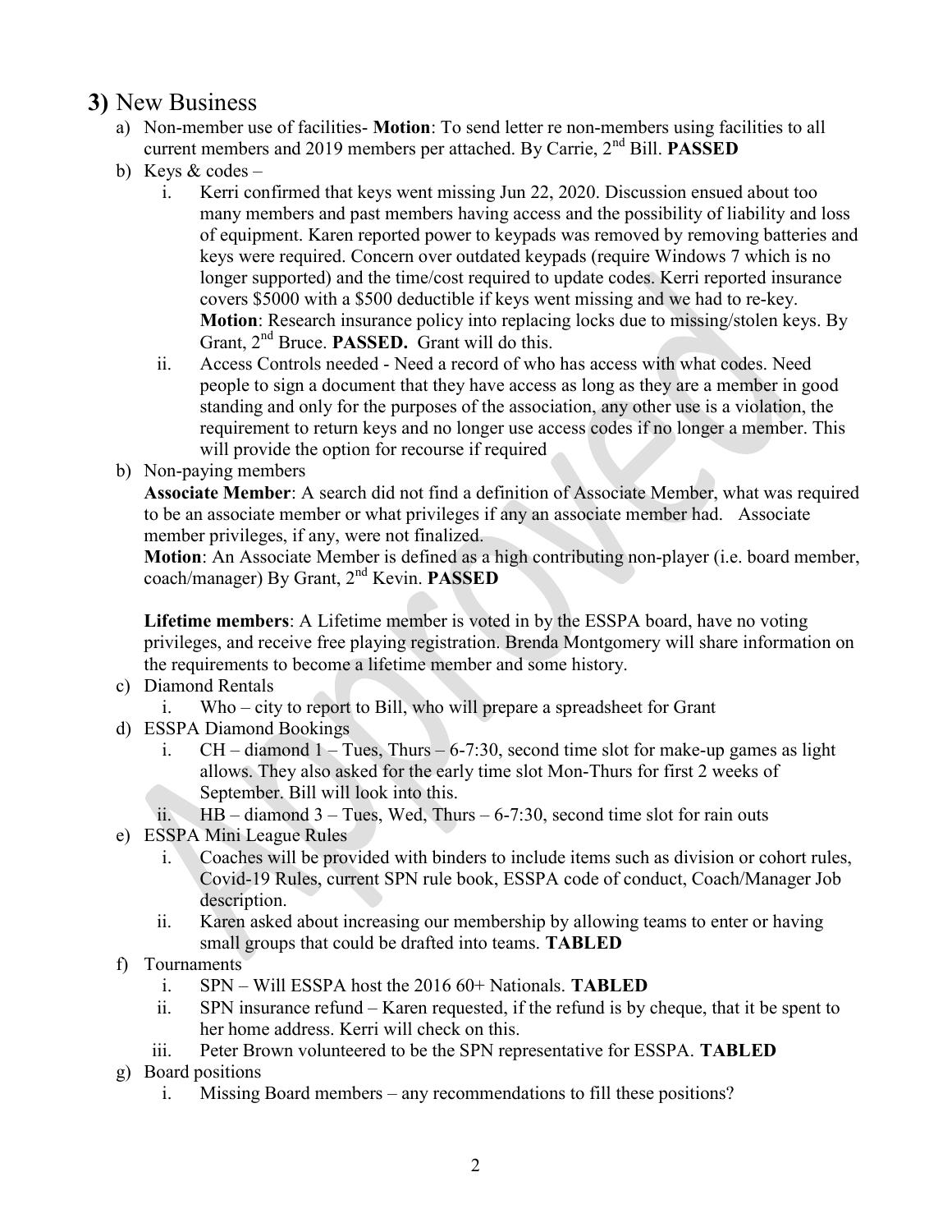## 3) New Business

a) Non-member use of facilities- **Motion**: To send letter re non-members using facilities to all current members and 2019 members per attached. By Carrie, 2nd Bill. **PASSED**

b) Keys & codes –

   i. Kerri confirmed that keys went missing Jun 22, 2020. Discussion ensued about too many members and past members having access and the possibility of liability and loss of equipment. Karen reported power to keypads was removed by removing batteries and keys were required. Concern over outdated keypads (require Windows 7 which is no longer supported) and the time/cost required to update codes. Kerri reported insurance covers $5000 with a $500 deductible if keys went missing and we had to re-key. **Motion**: Research insurance policy into replacing locks due to missing/stolen keys. By Grant, 2nd Bruce. **PASSED.** Grant will do this.

   ii. Access Controls needed - Need a record of who has access with what codes. Need people to sign a document that they have access as long as they are a member in good standing and only for the purposes of the association, any other use is a violation, the requirement to return keys and no longer use access codes if no longer a member. This will provide the option for recourse if required

b) Non-paying members

**Associate Member**: A search did not find a definition of Associate Member, what was required to be an associate member or what privileges if any an associate member had. Associate member privileges, if any, were not finalized.

**Motion**: An Associate Member is defined as a high contributing non-player (i.e. board member, coach/manager) By Grant, 2nd Kevin. **PASSED**

**Lifetime members**: A Lifetime member is voted in by the ESSPA board, have no voting privileges, and receive free playing registration. Brenda Montgomery will share information on the requirements to become a lifetime member and some history.

c) Diamond Rentals

   i. Who – city to report to Bill, who will prepare a spreadsheet for Grant

d) ESSPA Diamond Bookings

   i. CH – diamond 1 – Tues, Thurs – 6-7:30, second time slot for make-up games as light allows. They also asked for the early time slot Mon-Thurs for first 2 weeks of September. Bill will look into this.

   ii. HB – diamond 3 – Tues, Wed, Thurs – 6-7:30, second time slot for rain outs

e) ESSPA Mini League Rules

   i. Coaches will be provided with binders to include items such as division or cohort rules, Covid-19 Rules, current SPN rule book, ESSPA code of conduct, Coach/Manager Job description.

   ii. Karen asked about increasing our membership by allowing teams to enter or having small groups that could be drafted into teams. **TABLED**

f) Tournaments

   i. SPN – Will ESSPA host the 2016 60+ Nationals. **TABLED**

   ii. SPN insurance refund – Karen requested, if the refund is by cheque, that it be spent to her home address. Kerri will check on this.

   iii. Peter Brown volunteered to be the SPN representative for ESSPA. **TABLED**

g) Board positions

   i. Missing Board members – any recommendations to fill these positions?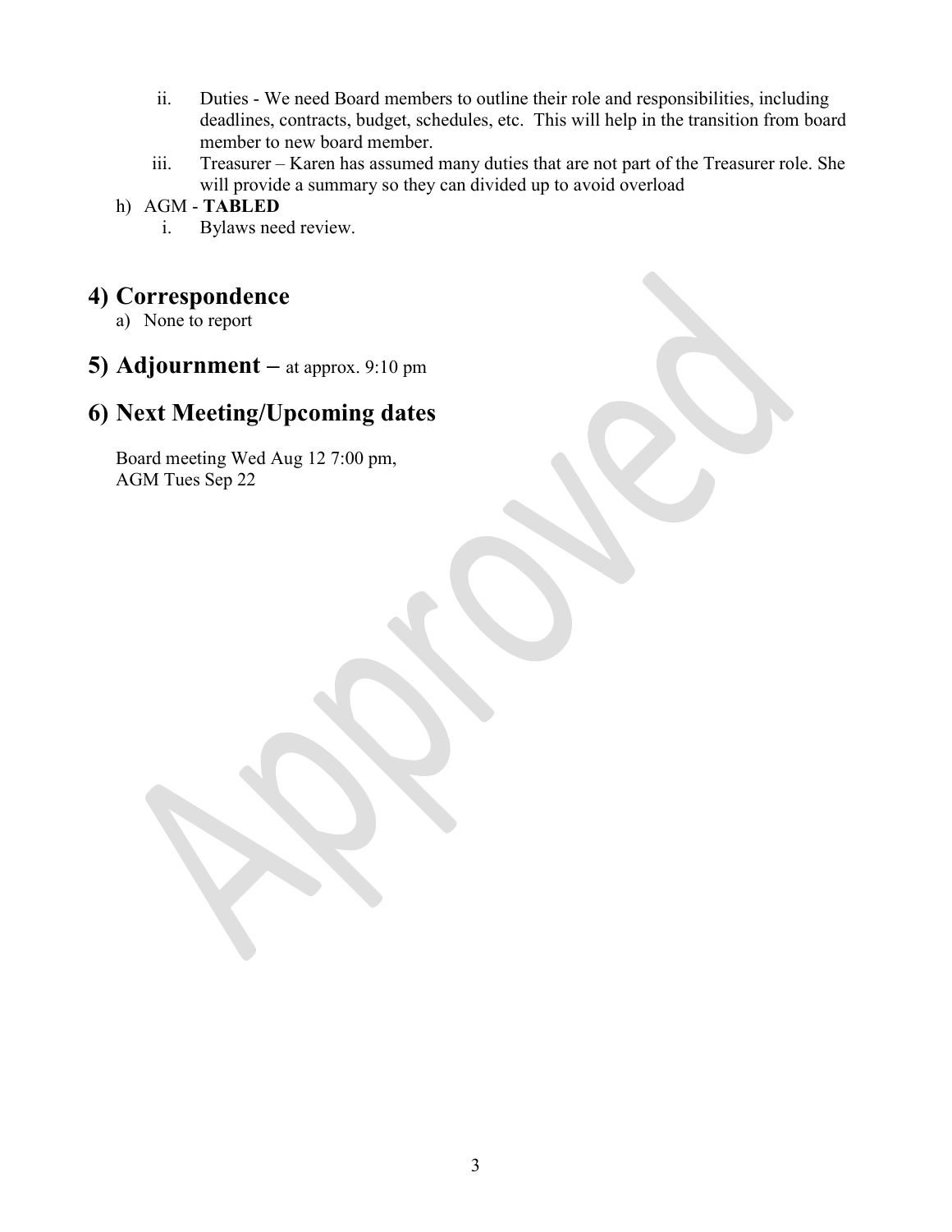ii. Duties - We need Board members to outline their role and responsibilities, including deadlines, contracts, budget, schedules, etc. This will help in the transition from board member to new board member.

iii. Treasurer – Karen has assumed many duties that are not part of the Treasurer role. She will provide a summary so they can divided up to avoid overload

h) AGM - **TABLED**

i. Bylaws need review.

## 4) Correspondence

a) None to report

## 5) Adjournment – at approx. 9:10 pm

## 6) Next Meeting/Upcoming dates

Board meeting Wed Aug 12 7:00 pm,
AGM Tues Sep 22

Approved